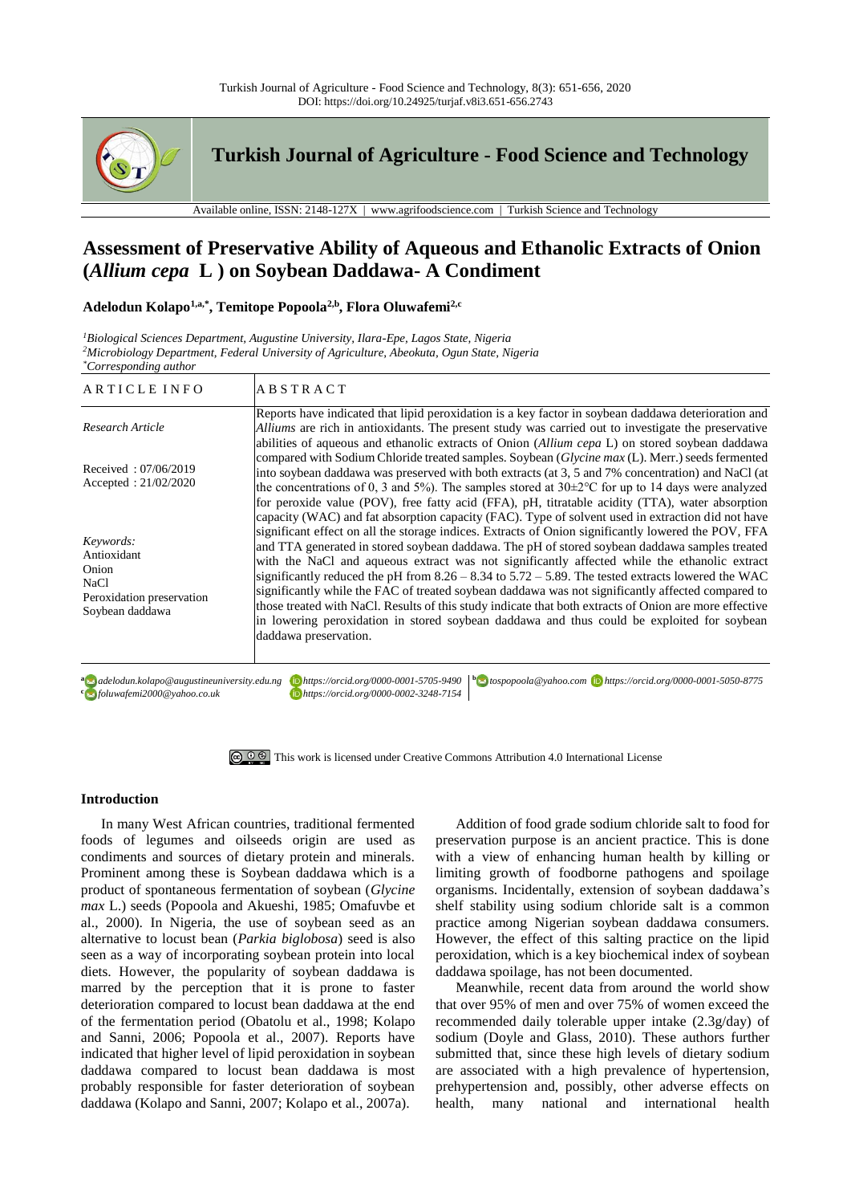# Assessment of Preservative Ability of Aqueous and Ethanolic Extracts of Onion (*Allium cepa* L ) on Soybean Daddawa- A Condiment

**Adelodun Kolapo[1,a,*], Temitope Popoola[2,b], Flora Oluwafemi[2,c]**

[1]*Biological Sciences Department, Augustine University, Ilara-Epe, Lagos State, Nigeria*
[2]*Microbiology Department, Federal University of Agriculture, Abeokuta, Ogun State, Nigeria*
[*]*Corresponding author*

| ARTICLE INFO | ABSTRACT |
|---|---|
| *Research Article*<br><br>Received : 07/06/2019<br>Accepted : 21/02/2020<br><br>*Keywords:*<br>Antioxidant<br>Onion<br>NaCl<br>Peroxidation preservation<br>Soybean daddawa | Reports have indicated that lipid peroxidation is a key factor in soybean daddawa deterioration and *Alliums* are rich in antioxidants. The present study was carried out to investigate the preservative abilities of aqueous and ethanolic extracts of Onion (*Allium cepa* L) on stored soybean daddawa compared with Sodium Chloride treated samples. Soybean (*Glycine max* (L). Merr.) seeds fermented into soybean daddawa was preserved with both extracts (at 3, 5 and 7% concentration) and NaCl (at the concentrations of 0, 3 and 5%). The samples stored at 30±2°C for up to 14 days were analyzed for peroxide value (POV), free fatty acid (FFA), pH, titratable acidity (TTA), water absorption capacity (WAC) and fat absorption capacity (FAC). Type of solvent used in extraction did not have significant effect on all the storage indices. Extracts of Onion significantly lowered the POV, FFA and TTA generated in stored soybean daddawa. The pH of stored soybean daddawa samples treated with the NaCl and aqueous extract was not significantly affected while the ethanolic extract significantly reduced the pH from 8.26 – 8.34 to 5.72 – 5.89. The tested extracts lowered the WAC significantly while the FAC of treated soybean daddawa was not significantly affected compared to those treated with NaCl. Results of this study indicate that both extracts of Onion are more effective in lowering peroxidation in stored soybean daddawa and thus could be exploited for soybean daddawa preservation. |

[a] adelodun.kolapo@augustineuniversity.edu.ng https://orcid.org/0000-0001-5705-9490
[b] tospopoola@yahoo.com https://orcid.org/0000-0001-5050-8775
[c] foluwafemi2000@yahoo.co.uk https://orcid.org/0000-0002-3248-7154

This work is licensed under Creative Commons Attribution 4.0 International License

## Introduction

In many West African countries, traditional fermented foods of legumes and oilseeds origin are used as condiments and sources of dietary protein and minerals. Prominent among these is Soybean daddawa which is a product of spontaneous fermentation of soybean (*Glycine max* L.) seeds (Popoola and Akueshi, 1985; Omafuvbe et al., 2000). In Nigeria, the use of soybean seed as an alternative to locust bean (*Parkia biglobosa*) seed is also seen as a way of incorporating soybean protein into local diets. However, the popularity of soybean daddawa is marred by the perception that it is prone to faster deterioration compared to locust bean daddawa at the end of the fermentation period (Obatolu et al., 1998; Kolapo and Sanni, 2006; Popoola et al., 2007). Reports have indicated that higher level of lipid peroxidation in soybean daddawa compared to locust bean daddawa is most probably responsible for faster deterioration of soybean daddawa (Kolapo and Sanni, 2007; Kolapo et al., 2007a).

Addition of food grade sodium chloride salt to food for preservation purpose is an ancient practice. This is done with a view of enhancing human health by killing or limiting growth of foodborne pathogens and spoilage organisms. Incidentally, extension of soybean daddawa's shelf stability using sodium chloride salt is a common practice among Nigerian soybean daddawa consumers. However, the effect of this salting practice on the lipid peroxidation, which is a key biochemical index of soybean daddawa spoilage, has not been documented.

Meanwhile, recent data from around the world show that over 95% of men and over 75% of women exceed the recommended daily tolerable upper intake (2.3g/day) of sodium (Doyle and Glass, 2010). These authors further submitted that, since these high levels of dietary sodium are associated with a high prevalence of hypertension, prehypertension and, possibly, other adverse effects on health, many national and international health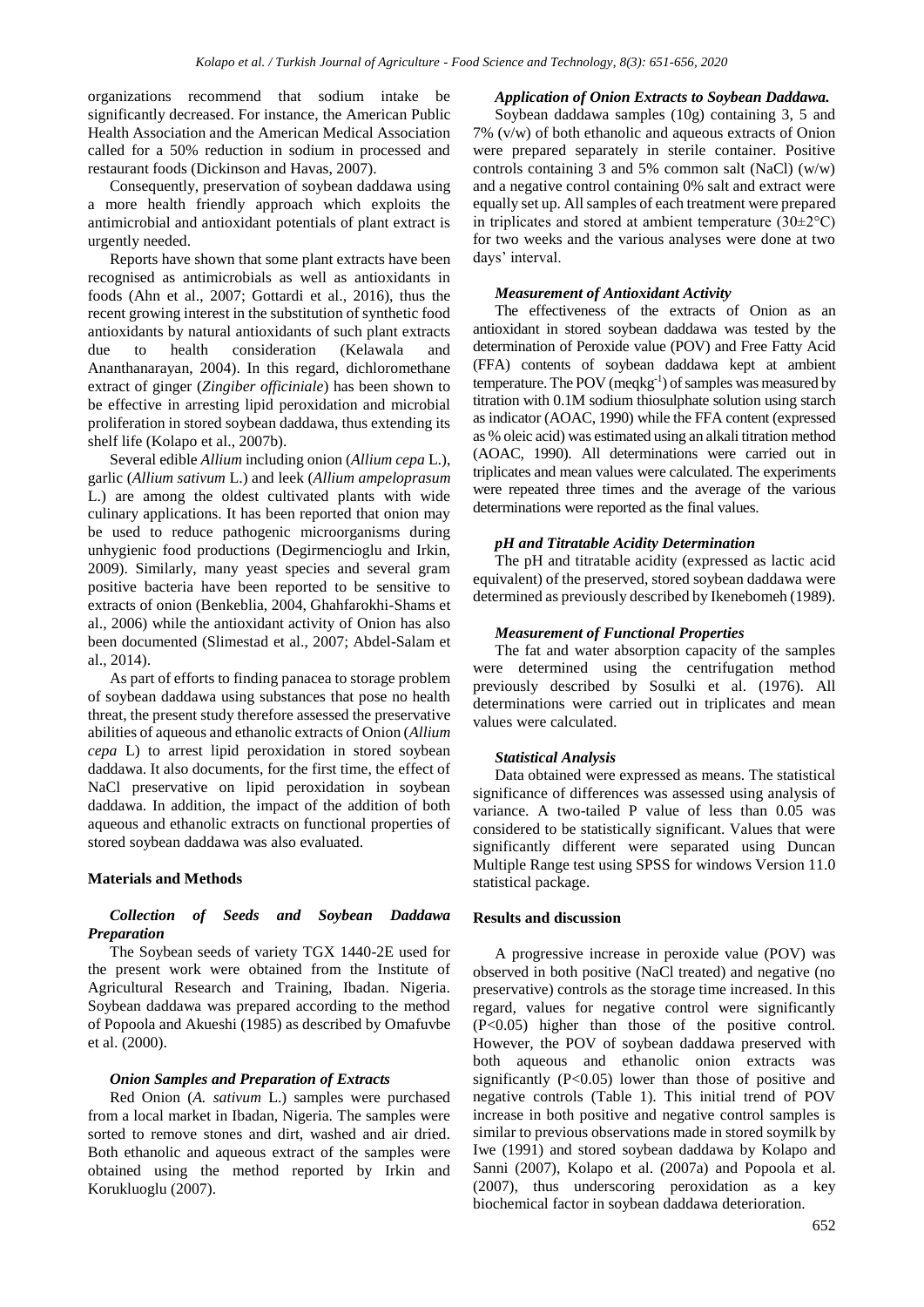organizations recommend that sodium intake be significantly decreased. For instance, the American Public Health Association and the American Medical Association called for a 50% reduction in sodium in processed and restaurant foods (Dickinson and Havas, 2007).

Consequently, preservation of soybean daddawa using a more health friendly approach which exploits the antimicrobial and antioxidant potentials of plant extract is urgently needed.

Reports have shown that some plant extracts have been recognised as antimicrobials as well as antioxidants in foods (Ahn et al., 2007; Gottardi et al., 2016), thus the recent growing interest in the substitution of synthetic food antioxidants by natural antioxidants of such plant extracts due to health consideration (Kelawala and Ananthanarayan, 2004). In this regard, dichloromethane extract of ginger (*Zingiber officiniale*) has been shown to be effective in arresting lipid peroxidation and microbial proliferation in stored soybean daddawa, thus extending its shelf life (Kolapo et al., 2007b).

Several edible *Allium* including onion (*Allium cepa* L.), garlic (*Allium sativum* L.) and leek (*Allium ampeloprasum* L.) are among the oldest cultivated plants with wide culinary applications. It has been reported that onion may be used to reduce pathogenic microorganisms during unhygienic food productions (Degirmencioglu and Irkin, 2009). Similarly, many yeast species and several gram positive bacteria have been reported to be sensitive to extracts of onion (Benkeblia, 2004, Ghahfarokhi-Shams et al., 2006) while the antioxidant activity of Onion has also been documented (Slimestad et al., 2007; Abdel-Salam et al., 2014).

As part of efforts to finding panacea to storage problem of soybean daddawa using substances that pose no health threat, the present study therefore assessed the preservative abilities of aqueous and ethanolic extracts of Onion (*Allium cepa* L) to arrest lipid peroxidation in stored soybean daddawa. It also documents, for the first time, the effect of NaCl preservative on lipid peroxidation in soybean daddawa. In addition, the impact of the addition of both aqueous and ethanolic extracts on functional properties of stored soybean daddawa was also evaluated.

## Materials and Methods

### *Collection of Seeds and Soybean Daddawa Preparation*

The Soybean seeds of variety TGX 1440-2E used for the present work were obtained from the Institute of Agricultural Research and Training, Ibadan. Nigeria. Soybean daddawa was prepared according to the method of Popoola and Akueshi (1985) as described by Omafuvbe et al. (2000).

### *Onion Samples and Preparation of Extracts*

Red Onion (*A. sativum* L.) samples were purchased from a local market in Ibadan, Nigeria. The samples were sorted to remove stones and dirt, washed and air dried. Both ethanolic and aqueous extract of the samples were obtained using the method reported by Irkin and Korukluoglu (2007).

### *Application of Onion Extracts to Soybean Daddawa.*

Soybean daddawa samples (10g) containing 3, 5 and 7% (v/w) of both ethanolic and aqueous extracts of Onion were prepared separately in sterile container. Positive controls containing 3 and 5% common salt (NaCl) (w/w) and a negative control containing 0% salt and extract were equally set up. All samples of each treatment were prepared in triplicates and stored at ambient temperature (30±2°C) for two weeks and the various analyses were done at two days' interval.

### *Measurement of Antioxidant Activity*

The effectiveness of the extracts of Onion as an antioxidant in stored soybean daddawa was tested by the determination of Peroxide value (POV) and Free Fatty Acid (FFA) contents of soybean daddawa kept at ambient temperature. The POV (meqkg$^{-1}$) of samples was measured by titration with 0.1M sodium thiosulphate solution using starch as indicator (AOAC, 1990) while the FFA content (expressed as % oleic acid) was estimated using an alkali titration method (AOAC, 1990). All determinations were carried out in triplicates and mean values were calculated. The experiments were repeated three times and the average of the various determinations were reported as the final values.

### *pH and Titratable Acidity Determination*

The pH and titratable acidity (expressed as lactic acid equivalent) of the preserved, stored soybean daddawa were determined as previously described by Ikenebomeh (1989).

### *Measurement of Functional Properties*

The fat and water absorption capacity of the samples were determined using the centrifugation method previously described by Sosulki et al. (1976). All determinations were carried out in triplicates and mean values were calculated.

### *Statistical Analysis*

Data obtained were expressed as means. The statistical significance of differences was assessed using analysis of variance. A two-tailed P value of less than 0.05 was considered to be statistically significant. Values that were significantly different were separated using Duncan Multiple Range test using SPSS for windows Version 11.0 statistical package.

## Results and discussion

A progressive increase in peroxide value (POV) was observed in both positive (NaCl treated) and negative (no preservative) controls as the storage time increased. In this regard, values for negative control were significantly ($P<0.05$) higher than those of the positive control. However, the POV of soybean daddawa preserved with both aqueous and ethanolic onion extracts was significantly ($P<0.05$) lower than those of positive and negative controls (Table 1). This initial trend of POV increase in both positive and negative control samples is similar to previous observations made in stored soymilk by Iwe (1991) and stored soybean daddawa by Kolapo and Sanni (2007), Kolapo et al. (2007a) and Popoola et al. (2007), thus underscoring peroxidation as a key biochemical factor in soybean daddawa deterioration.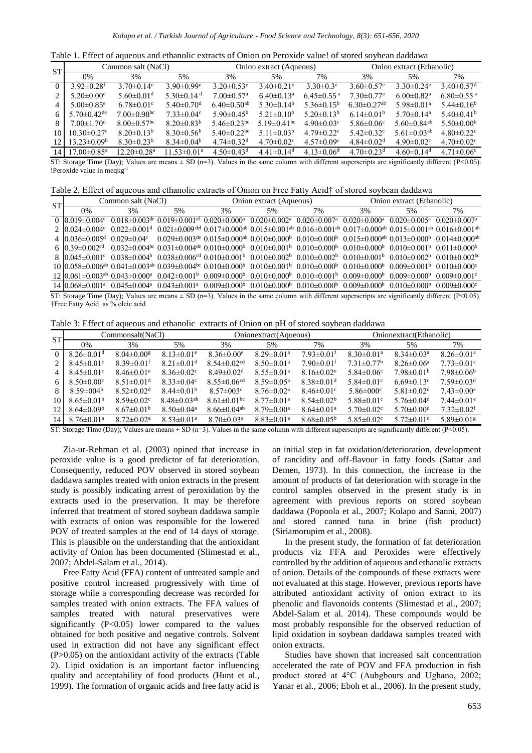Table 1. Effect of aqueous and ethanolic extracts of Onion on Peroxide value! of stored soybean daddawa

| ST | Common salt (NaCl) | | | Onion extract (Aqueous) | | | Onion extract (Ethanolic) | | |
|---|---|---|---|---|---|---|---|---|---|
| | 0% | 3% | 5% | 3% | 5% | 7% | 3% | 5% | 7% |
| 0 | 3.92±0.28[f] | 3.70±0.14[e] | 3.90±0.99[e] | 3.20±0.53[e] | 3.40±0.21[e] | 3.30±0.3[e] | 3.60±0.57[e] | 3.30±0.24[e] | 3.40±0.57[d] |
| 2 | 5.20±0.00[e] | 5.60±0.01[d] | 5.30±0.14[d] | 7.00±0.57[a] | 6.40±0.13[a] | 6.45±0.55[a] | 7.30±0.77[a] | 6.00±0.82[a] | 6.80±0.55[a] |
| 4 | 5.00±0.85[e] | 6.78±0.01[c] | 5.40±0.70[d] | 6.40±0.50[ab] | 5.30±0.14[b] | 5.36±0.15[b] | 6.30±0.27[ab] | 5.98±0.01[a] | 5.44±0.16[b] |
| 6 | 5.70±0.42[de] | 7.00±0.98[bc] | 7.33±0.04[c] | 5.90±0.45[b] | 5.21±0.10[b] | 5.20±0.13[b] | 6.14±0.01[b] | 5.70±0.14[a] | 5.40±0.41[b] |
| 8 | 7.00±1.70[d] | 8.00±0.57[bc] | 8.20±0.83[b] | 5.46±0.23[bc] | 5.19±0.41[bc] | 4.90±0.03[c] | 5.86±0.06[c] | 5.60±0.84[ab] | 5.50±0.00[b] |
| 10 | 10.30±0.27[c] | 8.20±0.13[b] | 8.30±0.56[b] | 5.40±0.22[bc] | 5.11±0.03[b] | 4.79±0.22[c] | 5.42±0.32[c] | 5.61±0.03[ab] | 4.80±0.22[c] |
| 12 | 13.23±0.09[b] | 8.30±0.23[b] | 8.34±0.04[b] | 4.74±0.32[d] | 4.70±0.02[c] | 4.57±0.09[c] | 4.84±0.02[d] | 4.90±0.02[c] | 4.70±0.02[c] |
| 14 | 17.00±0.85[a] | 12.20±0.28[a] | 11.53±0.01[a] | 4.50±0.43[d] | 4.41±0.14[d] | 4.13±0.06[d] | 4.70±0.23[d] | 4.60±0.14[d] | 4.71±0.06[c] |

ST: Storage Time (Day); Values are means ± SD (n=3). Values in the same column with different superscripts are significantly different (P<0.05). !Peroxide value in meqkg$^{-1}$

Table 2. Effect of aqueous and ethanolic extracts of Onion on Free Fatty Acid† of stored soybean daddawa

| ST | Common salt (NaCl) | | | Onion extract (Aqueous) | | | Onion extract (Ethanolic) | | |
|---|---|---|---|---|---|---|---|---|---|
| | 0% | 3% | 5% | 3% | 5% | 7% | 3% | 5% | 7% |
| 0 | 0.019±0.004[e] | 0.018±0.003[de] | 0.019±0.001[ef] | 0.020±0.000[a] | 0.020±0.002[a] | 0.020±0.007[a] | 0.020±0.000[a] | 0.020±0.005[a] | 0.020±0.007[a] |
| 2 | 0.024±0.004[e] | 0.022±0.001[d] | 0.021±0.009[def] | 0.017±0.000[ab] | 0.015±0.001[ab] | 0.016±0.001[ab] | 0.017±0.000[ab] | 0.015±0.001[ab] | 0.016±0.001[ab] |
| 4 | 0.036±0.005[d] | 0.029±0.04[c] | 0.029±0.003[de] | 0.015±0.000[ab] | 0.010±0.000[b] | 0.010±0.000[b] | 0.015±0.000[ab] | 0.013±0.000[b] | 0.014±0.000[ab] |
| 6 | 0.39±0.002[cd] | 0.032±0.004[bc] | 0.031±0.004[de] | 0.010±0.000[b] | 0.010±0.001[b] | 0.010±0.000[b] | 0.010±0.000[b] | 0.010±0.001[b] | 0.011±0.000[b] |
| 8 | 0.045±0.001[c] | 0.038±0.004[b] | 0.038±0.006[cd] | 0.010±0.001[b] | 0.010±0.002[b] | 0.010±0.002[b] | 0.010±0.001[b] | 0.010±0.002[b] | 0.010±0.002[bc] |
| 10 | 0.058±0.006[ab] | 0.041±0.003[ab] | 0.039±0.004[bc] | 0.010±0.000[b] | 0.010±0.001[b] | 0.010±0.000[b] | 0.010±0.000[b] | 0.009±0.001[b] | 0.010±0.000[c] |
| 12 | 0.061±0.003[ab] | 0.043±0.000[a] | 0.042±0.001[b] | 0.009±0.000[b] | 0.010±0.000[b] | 0.010±0.001[b] | 0.009±0.000[b] | 0.009±0.000[b] | 0.009±0.001[c] |
| 14 | 0.068±0.001[a] | 0.045±0.004[a] | 0.043±0.001[a] | 0.009±0.000[b] | 0.010±0.000[b] | 0.010±0.000[b] | 0.009±0.000[b] | 0.010±0.000[b] | 0.009±0.000[c] |

ST: Storage Time (Day); Values are means ± SD (n=3). Values in the same column with different superscripts are significantly different (P<0.05). †Free Fatty Acid as % oleic acid

Table 3: Effect of aqueous and ethanolic extracts of Onion on pH of stored soybean daddawa

| ST | Commonsalt(NaCl) | | | Onionextract(Aqueous) | | | Onionextract(Ethanolic) | | |
|---|---|---|---|---|---|---|---|---|---|
| | 0% | 3% | 5% | 3% | 5% | 7% | 3% | 5% | 7% |
| 0 | 8.26±0.01[d] | 8.04±0.00[g] | 8.13±0.01[e] | 8.36±0.00[e] | 8.29±0.01[a] | 7.93±0.01[f] | 8.30±0.01[a] | 8.34±0.03[a] | 8.26±0.01[a] |
| 2 | 8.45±0.01[c] | 8.39±0.01[f] | 8.21±0.01[d] | 8.54±0.02[cd] | 8.50±0.01[a] | 7.90±0.01[f] | 7.31±0.77[b] | 8.26±0.06[a] | 7.73±0.01[c] |
| 4 | 8.45±0.01[c] | 8.46±0.01[e] | 8.36±0.02[c] | 8.49±0.02[d] | 8.55±0.01[a] | 8.16±0.02[e] | 5.84±0.06[c] | 7.98±0.01[b] | 7.98±0.06[b] |
| 6 | 8.50±0.00[c] | 8.51±0.01[d] | 8.33±0.04[c] | 8.55±0.06[cd] | 8.59±0.05[a] | 8.38±0.01[d] | 5.84±0.01[c] | 6.69±0.13[c] | 7.59±0.03[d] |
| 8 | 8.59±004[b] | 8.52±0.02[d] | 8.44±0.01[b] | 8.57±003[c] | 8.76±0.02[a] | 8.46±0.01[c] | 5.86±000[c] | 5.81±0.02[d] | 7.43±0.00[e] |
| 10 | 8.65±0.01[b] | 8.59±0.02[c] | 8.48±0.03[ab] | 8.61±0.01[bc] | 8.77±0.01[a] | 8.54±0.02[b] | 5.88±0.01[c] | 5.76±0.04[d] | 7.44±0.01[e] |
| 12 | 8.64±0.09[b] | 8.67±0.01[b] | 8.50±0.04[a] | 8.66±0.04[ab] | 8.79±0.00[a] | 8.64±0.01[a] | 5.70±0.02[c] | 5.70±0.00[d] | 7.32±0.02[f] |
| 14 | 8.76±0.01[a] | 8.72±0.02[a] | 8.53±0.01[a] | 8.70±0.03[a] | 8.83±0.01[a] | 8.68±0.05[b] | 5.85±0.02[c] | 5.72±0.01[d] | 5.89±0.01[g] |

ST: Storage Time (Day); Values are means ± SD (n=3). Values in the same column with different superscripts are significantly different (P<0.05).

Zia-ur-Rehman et al. (2003) opined that increase in peroxide value is a good predictor of fat deterioration. Consequently, reduced POV observed in stored soybean daddawa samples treated with onion extracts in the present study is possibly indicating arrest of peroxidation by the extracts used in the preservation. It may be therefore inferred that treatment of stored soybean daddawa sample with extracts of onion was responsible for the lowered POV of treated samples at the end of 14 days of storage. This is plausible on the understanding that the antioxidant activity of Onion has been documented (Slimestad et al., 2007; Abdel-Salam et al., 2014).

Free Fatty Acid (FFA) content of untreated sample and positive control increased progressively with time of storage while a corresponding decrease was recorded for samples treated with onion extracts. The FFA values of samples treated with natural preservatives were significantly (P<0.05) lower compared to the values obtained for both positive and negative controls. Solvent used in extraction did not have any significant effect (P>0.05) on the antioxidant activity of the extracts (Table 2). Lipid oxidation is an important factor influencing quality and acceptability of food products (Hunt et al., 1999). The formation of organic acids and free fatty acid is an initial step in fat oxidation/deterioration, development of rancidity and off-flavour in fatty foods (Sattar and Demen, 1973). In this connection, the increase in the amount of products of fat deterioration with storage in the control samples observed in the present study is in agreement with previous reports on stored soybean daddawa (Popoola et al., 2007; Kolapo and Sanni, 2007) and stored canned tuna in brine (fish product) (Siriamorupim et al., 2008).

In the present study, the formation of fat deterioration products viz FFA and Peroxides were effectively controlled by the addition of aqueous and ethanolic extracts of onion. Details of the compounds of these extracts were not evaluated at this stage. However, previous reports have attributed antioxidant activity of onion extract to its phenolic and flavonoids contents (Slimestad et al., 2007; Abdel-Salam et al. 2014). These compounds would be most probably responsible for the observed reduction of lipid oxidation in soybean daddawa samples treated with onion extracts.

Studies have shown that increased salt concentration accelerated the rate of POV and FFA production in fish product stored at 4°C (Aubgbours and Ughano, 2002; Yanar et al., 2006; Eboh et al., 2006). In the present study,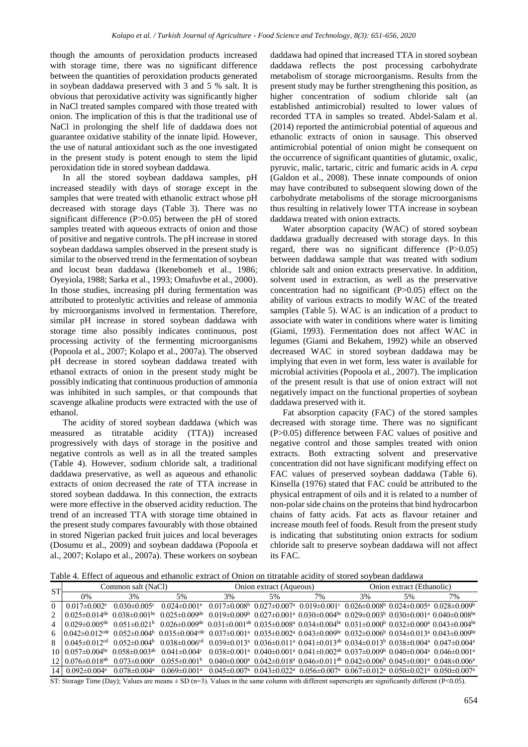though the amounts of peroxidation products increased with storage time, there was no significant difference between the quantities of peroxidation products generated in soybean daddawa preserved with 3 and 5 % salt. It is obvious that peroxidative activity was significantly higher in NaCl treated samples compared with those treated with onion. The implication of this is that the traditional use of NaCl in prolonging the shelf life of daddawa does not guarantee oxidative stability of the innate lipid. However, the use of natural antioxidant such as the one investigated in the present study is potent enough to stem the lipid peroxidation tide in stored soybean daddawa.

In all the stored soybean daddawa samples, pH increased steadily with days of storage except in the samples that were treated with ethanolic extract whose pH decreased with storage days (Table 3). There was no significant difference (P>0.05) between the pH of stored samples treated with aqueous extracts of onion and those of positive and negative controls. The pH increase in stored soybean daddawa samples observed in the present study is similar to the observed trend in the fermentation of soybean and locust bean daddawa (Ikenebomeh et al., 1986; Oyeyiola, 1988; Sarka et al., 1993; Omafuvbe et al., 2000). In those studies, increasing pH during fermentation was attributed to proteolytic activities and release of ammonia by microorganisms involved in fermentation. Therefore, similar pH increase in stored soybean daddawa with storage time also possibly indicates continuous, post processing activity of the fermenting microorganisms (Popoola et al., 2007; Kolapo et al., 2007a). The observed pH decrease in stored soybean daddawa treated with ethanol extracts of onion in the present study might be possibly indicating that continuous production of ammonia was inhibited in such samples, or that compounds that scavenge alkaline products were extracted with the use of ethanol.

The acidity of stored soybean daddawa (which was measured as titratable acidity (TTA)) increased progressively with days of storage in the positive and negative controls as well as in all the treated samples (Table 4). However, sodium chloride salt, a traditional daddawa preservative, as well as aqueous and ethanolic extracts of onion decreased the rate of TTA increase in stored soybean daddawa. In this connection, the extracts were more effective in the observed acidity reduction. The trend of an increased TTA with storage time obtained in the present study compares favourably with those obtained in stored Nigerian packed fruit juices and local beverages (Dosumu et al., 2009) and soybean daddawa (Popoola et al., 2007; Kolapo et al., 2007a). These workers on soybean daddawa had opined that increased TTA in stored soybean daddawa reflects the post processing carbohydrate metabolism of storage microorganisms. Results from the present study may be further strengthening this position, as higher concentration of sodium chloride salt (an established antimicrobial) resulted to lower values of recorded TTA in samples so treated. Abdel-Salam et al. (2014) reported the antimicrobial potential of aqueous and ethanolic extracts of onion in sausage. This observed antimicrobial potential of onion might be consequent on the occurrence of significant quantities of glutamic, oxalic, pyruvic, malic, tartaric, citric and fumaric acids in *A. cepa* (Galdon et al., 2008). These innate compounds of onion may have contributed to subsequent slowing down of the carbohydrate metabolisms of the storage microorganisms thus resulting in relatively lower TTA increase in soybean daddawa treated with onion extracts.

Water absorption capacity (WAC) of stored soybean daddawa gradually decreased with storage days. In this regard, there was no significant difference (P>0.05) between daddawa sample that was treated with sodium chloride salt and onion extracts preservative. In addition, solvent used in extraction, as well as the preservative concentration had no significant (P>0.05) effect on the ability of various extracts to modify WAC of the treated samples (Table 5). WAC is an indication of a product to associate with water in conditions where water is limiting (Giami, 1993). Fermentation does not affect WAC in legumes (Giami and Bekahem, 1992) while an observed decreased WAC in stored soybean daddawa may be implying that even in wet form, less water is available for microbial activities (Popoola et al., 2007). The implication of the present result is that use of onion extract will not negatively impact on the functional properties of soybean daddawa preserved with it.

Fat absorption capacity (FAC) of the stored samples decreased with storage time. There was no significant (P>0.05) difference between FAC values of positive and negative control and those samples treated with onion extracts. Both extracting solvent and preservative concentration did not have significant modifying effect on FAC values of preserved soybean daddawa (Table 6). Kinsella (1976) stated that FAC could be attributed to the physical entrapment of oils and it is related to a number of non-polar side chains on the proteins that bind hydrocarbon chains of fatty acids. Fat acts as flavour retainer and increase mouth feel of foods. Result from the present study is indicating that substituting onion extracts for sodium chloride salt to preserve soybean daddawa will not affect its FAC.

Table 4. Effect of aqueous and ethanolic extract of Onion on titratable acidity of stored soybean daddawa

| ST | Common salt (NaCl) | | | Onion extract (Aqueous) | | | Onion extract (Ethanolic) | | |
|---|---|---|---|---|---|---|---|---|---|
| | 0% | 3% | 5% | 3% | 5% | 7% | 3% | 5% | 7% |
| 0 | 0.017±0.002[e] | 0.030±0.005[c] | 0.024±0.001[e] | 0.017±0.008[b] | 0.027±0.007[a] | 0.019±0.001[c] | 0.026±0.008[b] | 0.024±0.005[a] | 0.028±0.009[b] |
| 2 | 0.025±0.014[de] | 0.038±0.001[bc] | 0.025±0.009[de] | 0.019±0.009[b] | 0.027±0.001[a] | 0.030±0.004[bc] | 0.029±0.003[b] | 0.030±0.001[a] | 0.040±0.008[bc] |
| 4 | 0.029±0.005[de] | 0.051±0.021[b] | 0.026±0.009[de] | 0.031±0.001[ab] | 0.035±0.008[a] | 0.034±0.004[bc] | 0.031±0.000[b] | 0.032±0.000[a] | 0.043±0.004[bc] |
| 6 | 0.042±0.012[cde] | 0.052±0.004[b] | 0.035±0.004[cde] | 0.037±0.001[a] | 0.035±0.002[a] | 0.043±0.009[bc] | 0.032±0.006[b] | 0.034±0.013[a] | 0.043±0.009[bc] |
| 8 | 0.045±0.012[cd] | 0.052±0.004[b] | 0.038±0.006[cd] | 0.039±0.013[a] | 0.036±0.011[a] | 0.041±0.013[ab] | 0.034±0.013[b] | 0.038±0.004[a] | 0.047±0.004[a] |
| 10 | 0.057±0.004[bc] | 0.058±0.003[ab] | 0.041±0.004[c] | 0.038±0.001[a] | 0.040±0.001[a] | 0.041±0.002[ab] | 0.037±0.009[b] | 0.040±0.004[a] | 0.046±0.001[a] |
| 12 | 0.076±0.018[ab] | 0.073±0.000[a] | 0.055±0.001[b] | 0.040±0.000[a] | 0.042±0.018[a] | 0.046±0.011[ab] | 0.042±0.006[b] | 0.045±0.001[a] | 0.048±0.006[a] |
| 14 | 0.092±0.004[a] | 0.078±0.004[a] | 0.069±0.001[a] | 0.045±0.007[a] | 0.043±0.022[a] | 0.056±0.007[a] | 0.067±0.012[a] | 0.050±0.021[a] | 0.050±0.007[a] |

ST: Storage Time (Day); Values are means ± SD (n=3). Values in the same column with different superscripts are significantly different (P<0.05).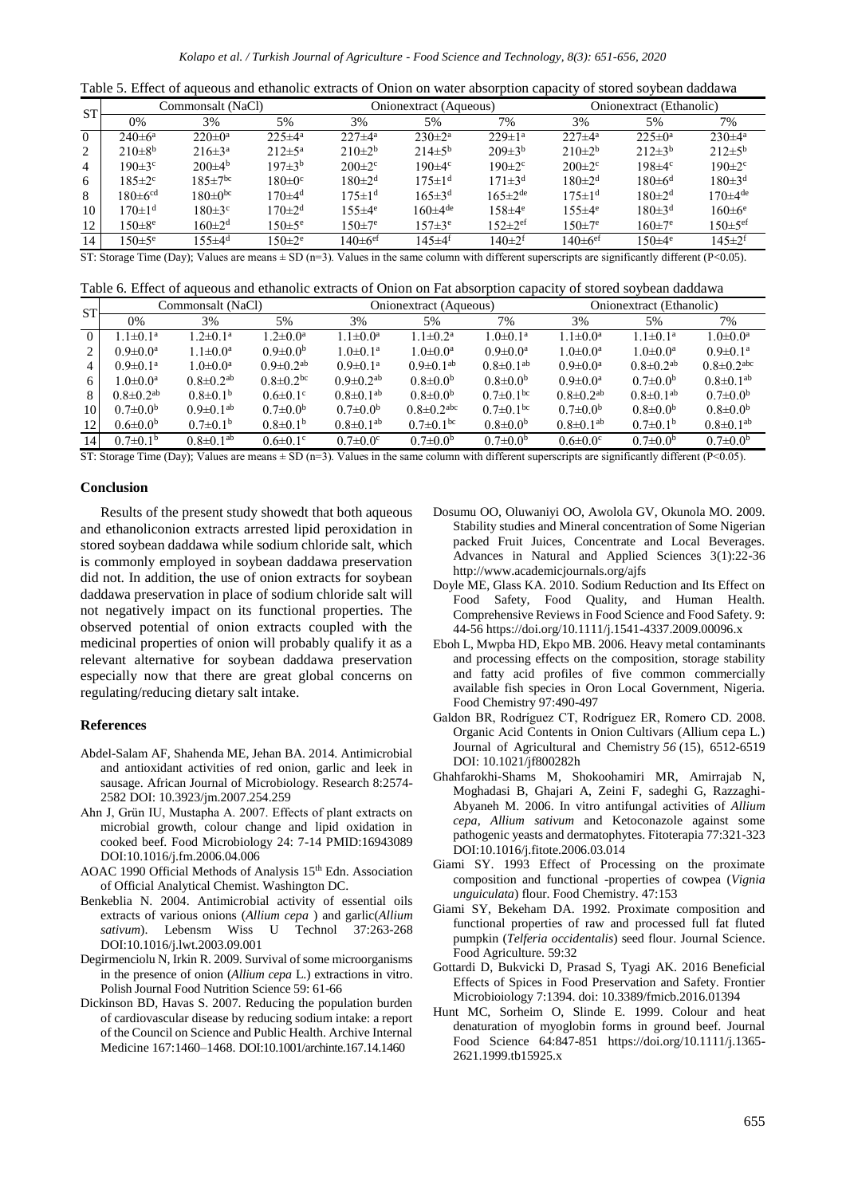Table 5. Effect of aqueous and ethanolic extracts of Onion on water absorption capacity of stored soybean daddawa

| ST | Commonsalt (NaCl) | | | Onionextract (Aqueous) | | | Onionextract (Ethanolic) | | |
|---|---|---|---|---|---|---|---|---|---|
| | 0% | 3% | 5% | 3% | 5% | 7% | 3% | 5% | 7% |
| 0 | $240±6^{a}$ | $220±0^{a}$ | $225±4^{a}$ | $227±4^{a}$ | $230±2^{a}$ | $229±1^{a}$ | $227±4^{a}$ | $225±0^{a}$ | $230±4^{a}$ |
| 2 | $210±8^{b}$ | $216±3^{a}$ | $212±5^{a}$ | $210±2^{b}$ | $214±5^{b}$ | $209±3^{b}$ | $210±2^{b}$ | $212±3^{b}$ | $212±5^{b}$ |
| 4 | $190±3^{c}$ | $200±4^{b}$ | $197±3^{b}$ | $200±2^{c}$ | $190±4^{c}$ | $190±2^{c}$ | $200±2^{c}$ | $198±4^{c}$ | $190±2^{c}$ |
| 6 | $185±2^{c}$ | $185±7^{bc}$ | $180±0^{c}$ | $180±2^{d}$ | $175±1^{d}$ | $171±3^{d}$ | $180±2^{d}$ | $180±6^{d}$ | $180±3^{d}$ |
| 8 | $180±6^{cd}$ | $180±0^{bc}$ | $170±4^{d}$ | $175±1^{d}$ | $165±3^{d}$ | $165±2^{de}$ | $175±1^{d}$ | $180±2^{d}$ | $170±4^{de}$ |
| 10 | $170±1^{d}$ | $180±3^{c}$ | $170±2^{d}$ | $155±4^{e}$ | $160±4^{de}$ | $158±4^{e}$ | $155±4^{e}$ | $180±3^{d}$ | $160±6^{e}$ |
| 12 | $150±8^{e}$ | $160±2^{d}$ | $150±5^{e}$ | $150±7^{e}$ | $157±3^{e}$ | $152±2^{ef}$ | $150±7^{e}$ | $160±7^{e}$ | $150±5^{ef}$ |
| 14 | $150±5^{e}$ | $155±4^{d}$ | $150±2^{e}$ | $140±6^{ef}$ | $145±4^{f}$ | $140±2^{f}$ | $140±6^{ef}$ | $150±4^{e}$ | $145±2^{f}$ |

ST: Storage Time (Day); Values are means ± SD (n=3). Values in the same column with different superscripts are significantly different (P<0.05).

Table 6. Effect of aqueous and ethanolic extracts of Onion on Fat absorption capacity of stored soybean daddawa

| ST | Commonsalt (NaCl) | | | Onionextract (Aqueous) | | | Onionextract (Ethanolic) | | |
|---|---|---|---|---|---|---|---|---|---|
| | 0% | 3% | 5% | 3% | 5% | 7% | 3% | 5% | 7% |
| 0 | $1.1±0.1^{a}$ | $1.2±0.1^{a}$ | $1.2±0.0^{a}$ | $1.1±0.0^{a}$ | $1.1±0.2^{a}$ | $1.0±0.1^{a}$ | $1.1±0.0^{a}$ | $1.1±0.1^{a}$ | $1.0±0.0^{a}$ |
| 2 | $0.9±0.0^{a}$ | $1.1±0.0^{a}$ | $0.9±0.0^{b}$ | $1.0±0.1^{a}$ | $1.0±0.0^{a}$ | $0.9±0.0^{a}$ | $1.0±0.0^{a}$ | $1.0±0.0^{a}$ | $0.9±0.1^{a}$ |
| 4 | $0.9±0.1^{a}$ | $1.0±0.0^{a}$ | $0.9±0.2^{ab}$ | $0.9±0.1^{a}$ | $0.9±0.1^{ab}$ | $0.8±0.1^{ab}$ | $0.9±0.0^{a}$ | $0.8±0.2^{ab}$ | $0.8±0.2^{abc}$ |
| 6 | $1.0±0.0^{a}$ | $0.8±0.2^{ab}$ | $0.8±0.2^{bc}$ | $0.9±0.2^{ab}$ | $0.8±0.0^{b}$ | $0.8±0.0^{b}$ | $0.9±0.0^{a}$ | $0.7±0.0^{b}$ | $0.8±0.1^{ab}$ |
| 8 | $0.8±0.2^{ab}$ | $0.8±0.1^{b}$ | $0.6±0.1^{c}$ | $0.8±0.1^{ab}$ | $0.8±0.0^{b}$ | $0.7±0.1^{bc}$ | $0.8±0.2^{ab}$ | $0.8±0.1^{ab}$ | $0.7±0.0^{b}$ |
| 10 | $0.7±0.0^{b}$ | $0.9±0.1^{ab}$ | $0.7±0.0^{b}$ | $0.7±0.0^{b}$ | $0.8±0.2^{abc}$ | $0.7±0.1^{bc}$ | $0.7±0.0^{b}$ | $0.8±0.0^{b}$ | $0.8±0.0^{b}$ |
| 12 | $0.6±0.0^{b}$ | $0.7±0.1^{b}$ | $0.8±0.1^{b}$ | $0.8±0.1^{ab}$ | $0.7±0.1^{bc}$ | $0.8±0.0^{b}$ | $0.8±0.1^{ab}$ | $0.7±0.1^{b}$ | $0.8±0.1^{ab}$ |
| 14 | $0.7±0.1^{b}$ | $0.8±0.1^{ab}$ | $0.6±0.1^{c}$ | $0.7±0.0^{c}$ | $0.7±0.0^{b}$ | $0.7±0.0^{b}$ | $0.6±0.0^{c}$ | $0.7±0.0^{b}$ | $0.7±0.0^{b}$ |

ST: Storage Time (Day); Values are means ± SD (n=3). Values in the same column with different superscripts are significantly different (P<0.05).

## Conclusion

Results of the present study showedt that both aqueous and ethanoliconion extracts arrested lipid peroxidation in stored soybean daddawa while sodium chloride salt, which is commonly employed in soybean daddawa preservation did not. In addition, the use of onion extracts for soybean daddawa preservation in place of sodium chloride salt will not negatively impact on its functional properties. The observed potential of onion extracts coupled with the medicinal properties of onion will probably qualify it as a relevant alternative for soybean daddawa preservation especially now that there are great global concerns on regulating/reducing dietary salt intake.

## References

Abdel-Salam AF, Shahenda ME, Jehan BA. 2014. Antimicrobial and antioxidant activities of red onion, garlic and leek in sausage. African Journal of Microbiology. Research 8:2574-2582 DOI: 10.3923/jm.2007.254.259

Ahn J, Grün IU, Mustapha A. 2007. Effects of plant extracts on microbial growth, colour change and lipid oxidation in cooked beef. Food Microbiology 24: 7-14 PMID:16943089 DOI:10.1016/j.fm.2006.04.006

AOAC 1990 Official Methods of Analysis 15th Edn. Association of Official Analytical Chemist. Washington DC.

Benkeblia N. 2004. Antimicrobial activity of essential oils extracts of various onions (*Allium cepa* ) and garlic(*Allium sativum*). Lebensm Wiss U Technol 37:263-268 DOI:10.1016/j.lwt.2003.09.001

Degirmenciolu N, Irkin R. 2009. Survival of some microorganisms in the presence of onion (*Allium cepa* L.) extractions in vitro. Polish Journal Food Nutrition Science 59: 61-66

Dickinson BD, Havas S. 2007. Reducing the population burden of cardiovascular disease by reducing sodium intake: a report of the Council on Science and Public Health. Archive Internal Medicine 167:1460–1468. DOI:10.1001/archinte.167.14.1460

Dosumu OO, Oluwaniyi OO, Awolola GV, Okunola MO. 2009. Stability studies and Mineral concentration of Some Nigerian packed Fruit Juices, Concentrate and Local Beverages. Advances in Natural and Applied Sciences 3(1):22-36 http://www.academicjournals.org/ajfs

Doyle ME, Glass KA. 2010. Sodium Reduction and Its Effect on Food Safety, Food Quality, and Human Health. Comprehensive Reviews in Food Science and Food Safety. 9: 44-56 https://doi.org/10.1111/j.1541-4337.2009.00096.x

Eboh L, Mwpba HD, Ekpo MB. 2006. Heavy metal contaminants and processing effects on the composition, storage stability and fatty acid profiles of five common commercially available fish species in Oron Local Government, Nigeria. Food Chemistry 97:490-497

Galdon BR, Rodríguez CT, Rodríguez ER, Romero CD. 2008. Organic Acid Contents in Onion Cultivars (Allium cepa L.) Journal of Agricultural and Chemistry *56* (15), 6512-6519 DOI: 10.1021/jf800282h

Ghahfarokhi-Shams M, Shokoohamiri MR, Amirrajab N, Moghadasi B, Ghajari A, Zeini F, sadeghi G, Razzaghi-Abyaneh M. 2006. In vitro antifungal activities of *Allium cepa*, *Allium sativum* and Ketoconazole against some pathogenic yeasts and dermatophytes. Fitoterapia 77:321-323 DOI:10.1016/j.fitote.2006.03.014

Giami SY. 1993 Effect of Processing on the proximate composition and functional -properties of cowpea (*Vignia unguiculata*) flour. Food Chemistry. 47:153

Giami SY, Bekeham DA. 1992. Proximate composition and functional properties of raw and processed full fat fluted pumpkin (*Telferia occidentalis*) seed flour. Journal Science. Food Agriculture. 59:32

Gottardi D, Bukvicki D, Prasad S, Tyagi AK. 2016 Beneficial Effects of Spices in Food Preservation and Safety. Frontier Microbioiology 7:1394. doi: 10.3389/fmicb.2016.01394

Hunt MC, Sorheim O, Slinde E. 1999. Colour and heat denaturation of myoglobin forms in ground beef. Journal Food Science 64:847-851 https://doi.org/10.1111/j.1365-2621.1999.tb15925.x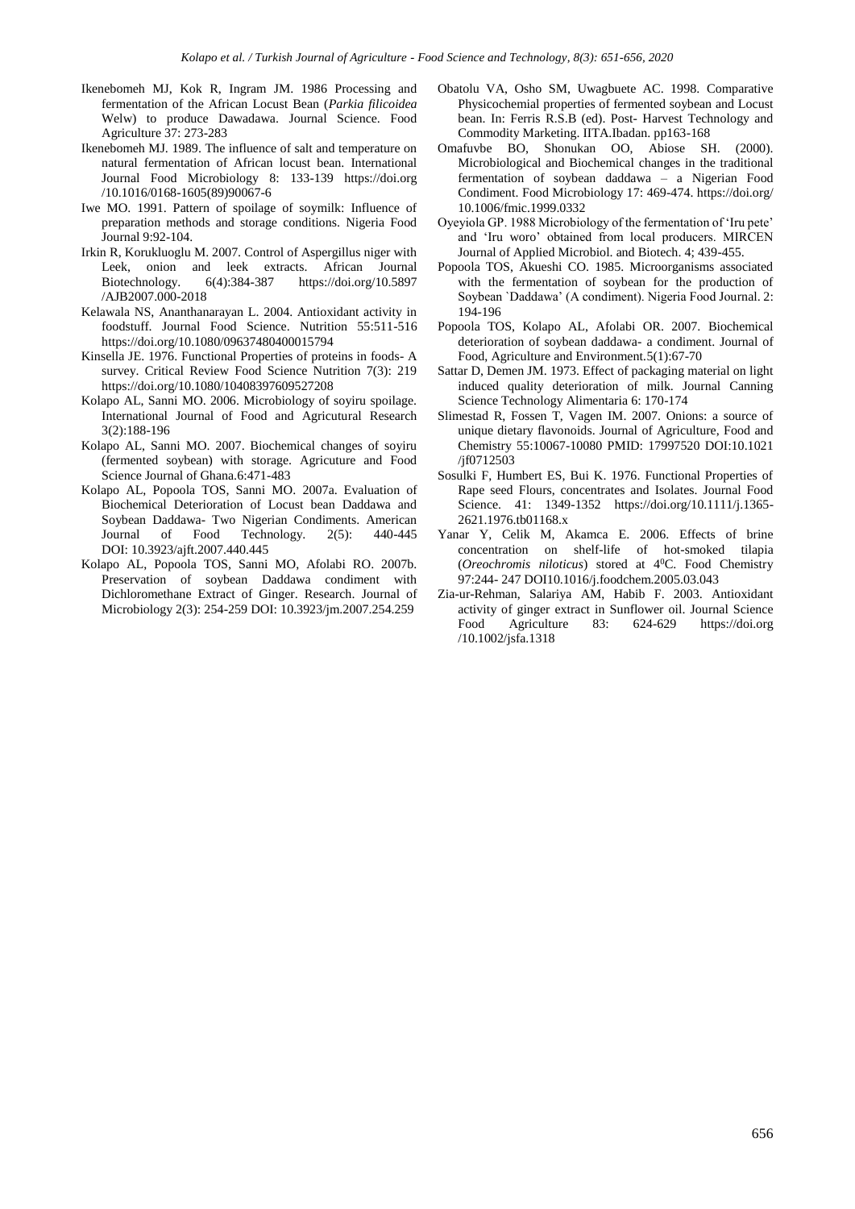Ikenebomeh MJ, Kok R, Ingram JM. 1986 Processing and fermentation of the African Locust Bean (*Parkia filicoidea* Welw) to produce Dawadawa. Journal Science. Food Agriculture 37: 273-283

Ikenebomeh MJ. 1989. The influence of salt and temperature on natural fermentation of African locust bean. International Journal Food Microbiology 8: 133-139 https://doi.org/10.1016/0168-1605(89)90067-6

Iwe MO. 1991. Pattern of spoilage of soymilk: Influence of preparation methods and storage conditions. Nigeria Food Journal 9:92-104.

Irkin R, Korukluoglu M. 2007. Control of Aspergillus niger with Leek, onion and leek extracts. African Journal Biotechnology. 6(4):384-387 https://doi.org/10.5897/AJB2007.000-2018

Kelawala NS, Ananthanarayan L. 2004. Antioxidant activity in foodstuff. Journal Food Science. Nutrition 55:511-516 https://doi.org/10.1080/09637480400015794

Kinsella JE. 1976. Functional Properties of proteins in foods- A survey. Critical Review Food Science Nutrition 7(3): 219 https://doi.org/10.1080/10408397609527208

Kolapo AL, Sanni MO. 2006. Microbiology of soyiru spoilage. International Journal of Food and Agricutural Research 3(2):188-196

Kolapo AL, Sanni MO. 2007. Biochemical changes of soyiru (fermented soybean) with storage. Agricuture and Food Science Journal of Ghana.6:471-483

Kolapo AL, Popoola TOS, Sanni MO. 2007a. Evaluation of Biochemical Deterioration of Locust bean Daddawa and Soybean Daddawa- Two Nigerian Condiments. American Journal of Food Technology. 2(5): 440-445 DOI: 10.3923/ajft.2007.440.445

Kolapo AL, Popoola TOS, Sanni MO, Afolabi RO. 2007b. Preservation of soybean Daddawa condiment with Dichloromethane Extract of Ginger. Research. Journal of Microbiology 2(3): 254-259 DOI: 10.3923/jm.2007.254.259

Obatolu VA, Osho SM, Uwagbuete AC. 1998. Comparative Physicochemial properties of fermented soybean and Locust bean. In: Ferris R.S.B (ed). Post- Harvest Technology and Commodity Marketing. IITA.Ibadan. pp163-168

Omafuvbe BO, Shonukan OO, Abiose SH. (2000). Microbiological and Biochemical changes in the traditional fermentation of soybean daddawa – a Nigerian Food Condiment. Food Microbiology 17: 469-474. https://doi.org/10.1006/fmic.1999.0332

Oyeyiola GP. 1988 Microbiology of the fermentation of 'Iru pete' and 'Iru woro' obtained from local producers. MIRCEN Journal of Applied Microbiol. and Biotech. 4; 439-455.

Popoola TOS, Akueshi CO. 1985. Microorganisms associated with the fermentation of soybean for the production of Soybean `Daddawa' (A condiment). Nigeria Food Journal. 2: 194-196

Popoola TOS, Kolapo AL, Afolabi OR. 2007. Biochemical deterioration of soybean daddawa- a condiment. Journal of Food, Agriculture and Environment.5(1):67-70

Sattar D, Demen JM. 1973. Effect of packaging material on light induced quality deterioration of milk. Journal Canning Science Technology Alimentaria 6: 170-174

Slimestad R, Fossen T, Vagen IM. 2007. Onions: a source of unique dietary flavonoids. Journal of Agriculture, Food and Chemistry 55:10067-10080 PMID: 17997520 DOI:10.1021/jf0712503

Sosulki F, Humbert ES, Bui K. 1976. Functional Properties of Rape seed Flours, concentrates and Isolates. Journal Food Science. 41: 1349-1352 https://doi.org/10.1111/j.1365-2621.1976.tb01168.x

Yanar Y, Celik M, Akamca E. 2006. Effects of brine concentration on shelf-life of hot-smoked tilapia (*Oreochromis niloticus*) stored at $4^0$C. Food Chemistry 97:244- 247 DOI10.1016/j.foodchem.2005.03.043

Zia-ur-Rehman, Salariya AM, Habib F. 2003. Antioxidant activity of ginger extract in Sunflower oil. Journal Science Food Agriculture 83: 624-629 https://doi.org/10.1002/jsfa.1318